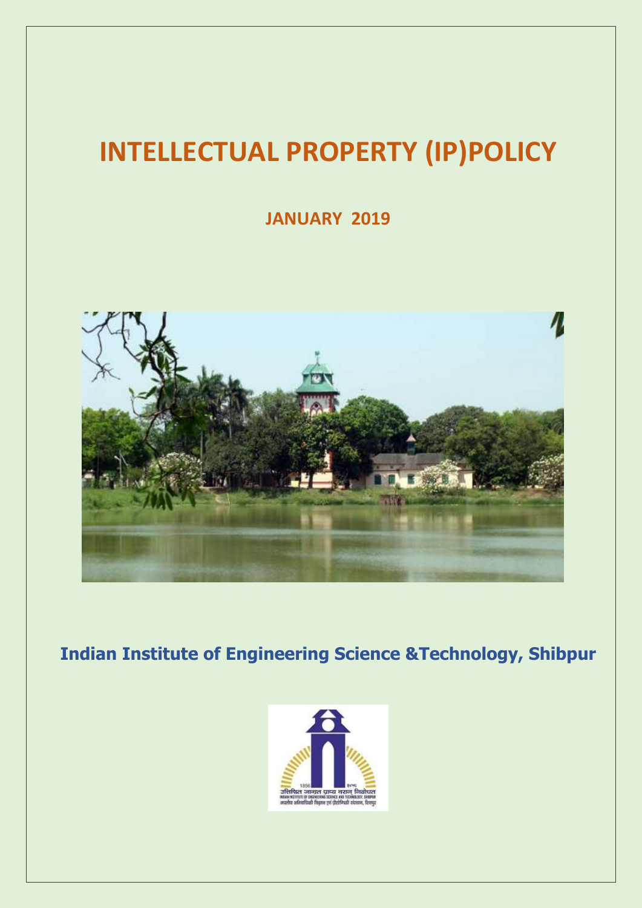# INTELLECTUAL PROPERTY (IP)POLICY

## JANUARY 2019

## Indian Institute of Engineering Science &Technology, Shibpur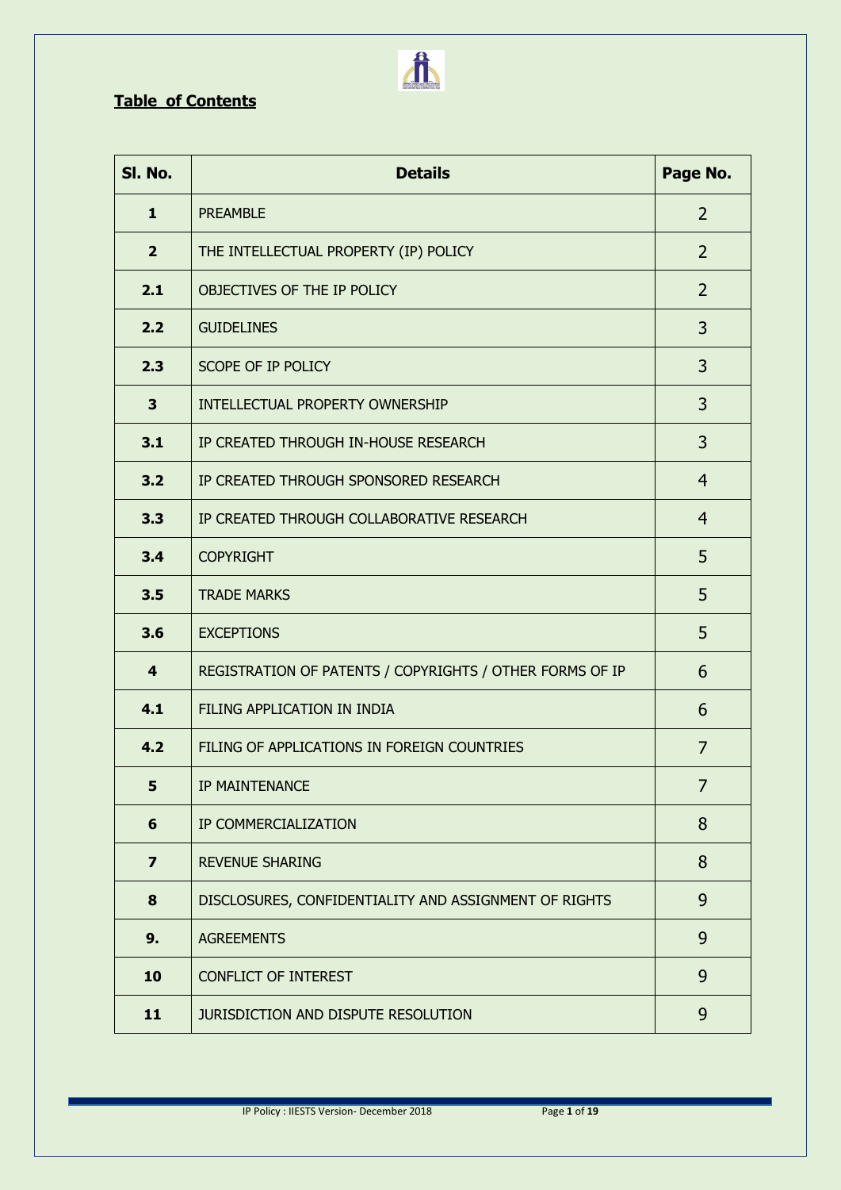## Table of Contents

| Sl. No. | Details | Page No. |
|---|---|---|
| 1 | PREAMBLE | 2 |
| 2 | THE INTELLECTUAL PROPERTY (IP) POLICY | 2 |
| 2.1 | OBJECTIVES OF THE IP POLICY | 2 |
| 2.2 | GUIDELINES | 3 |
| 2.3 | SCOPE OF IP POLICY | 3 |
| 3 | INTELLECTUAL PROPERTY OWNERSHIP | 3 |
| 3.1 | IP CREATED THROUGH IN-HOUSE RESEARCH | 3 |
| 3.2 | IP CREATED THROUGH SPONSORED RESEARCH | 4 |
| 3.3 | IP CREATED THROUGH COLLABORATIVE RESEARCH | 4 |
| 3.4 | COPYRIGHT | 5 |
| 3.5 | TRADE MARKS | 5 |
| 3.6 | EXCEPTIONS | 5 |
| 4 | REGISTRATION OF PATENTS / COPYRIGHTS / OTHER FORMS OF IP | 6 |
| 4.1 | FILING APPLICATION IN INDIA | 6 |
| 4.2 | FILING OF APPLICATIONS IN FOREIGN COUNTRIES | 7 |
| 5 | IP MAINTENANCE | 7 |
| 6 | IP COMMERCIALIZATION | 8 |
| 7 | REVENUE SHARING | 8 |
| 8 | DISCLOSURES, CONFIDENTIALITY AND ASSIGNMENT OF RIGHTS | 9 |
| 9. | AGREEMENTS | 9 |
| 10 | CONFLICT OF INTEREST | 9 |
| 11 | JURISDICTION AND DISPUTE RESOLUTION | 9 |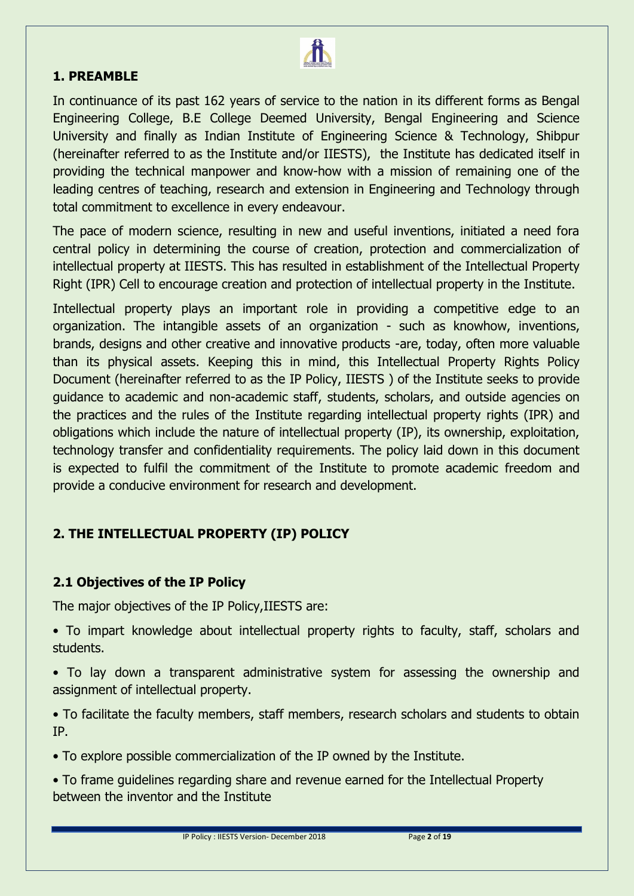## 1. PREAMBLE

In continuance of its past 162 years of service to the nation in its different forms as Bengal Engineering College, B.E College Deemed University, Bengal Engineering and Science University and finally as Indian Institute of Engineering Science & Technology, Shibpur (hereinafter referred to as the Institute and/or IIESTS), the Institute has dedicated itself in providing the technical manpower and know-how with a mission of remaining one of the leading centres of teaching, research and extension in Engineering and Technology through total commitment to excellence in every endeavour.

The pace of modern science, resulting in new and useful inventions, initiated a need fora central policy in determining the course of creation, protection and commercialization of intellectual property at IIESTS. This has resulted in establishment of the Intellectual Property Right (IPR) Cell to encourage creation and protection of intellectual property in the Institute.

Intellectual property plays an important role in providing a competitive edge to an organization. The intangible assets of an organization - such as knowhow, inventions, brands, designs and other creative and innovative products -are, today, often more valuable than its physical assets. Keeping this in mind, this Intellectual Property Rights Policy Document (hereinafter referred to as the IP Policy, IIESTS ) of the Institute seeks to provide guidance to academic and non-academic staff, students, scholars, and outside agencies on the practices and the rules of the Institute regarding intellectual property rights (IPR) and obligations which include the nature of intellectual property (IP), its ownership, exploitation, technology transfer and confidentiality requirements. The policy laid down in this document is expected to fulfil the commitment of the Institute to promote academic freedom and provide a conducive environment for research and development.

## 2. THE INTELLECTUAL PROPERTY (IP) POLICY

### 2.1 Objectives of the IP Policy

The major objectives of the IP Policy,IIESTS are:

- To impart knowledge about intellectual property rights to faculty, staff, scholars and students.
- To lay down a transparent administrative system for assessing the ownership and assignment of intellectual property.
- To facilitate the faculty members, staff members, research scholars and students to obtain IP.
- To explore possible commercialization of the IP owned by the Institute.
- To frame guidelines regarding share and revenue earned for the Intellectual Property between the inventor and the Institute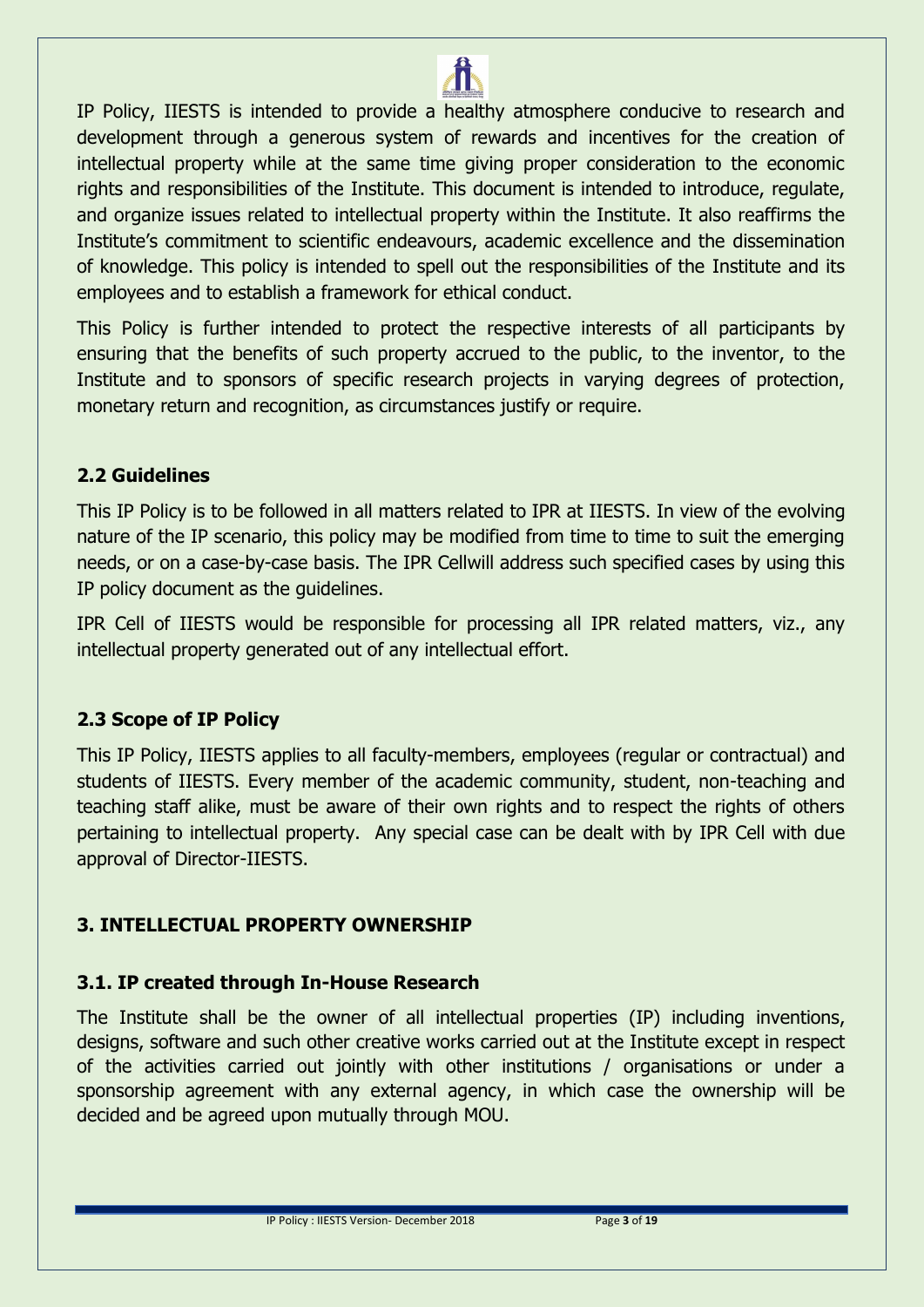IP Policy, IIESTS is intended to provide a healthy atmosphere conducive to research and development through a generous system of rewards and incentives for the creation of intellectual property while at the same time giving proper consideration to the economic rights and responsibilities of the Institute. This document is intended to introduce, regulate, and organize issues related to intellectual property within the Institute. It also reaffirms the Institute's commitment to scientific endeavours, academic excellence and the dissemination of knowledge. This policy is intended to spell out the responsibilities of the Institute and its employees and to establish a framework for ethical conduct.

This Policy is further intended to protect the respective interests of all participants by ensuring that the benefits of such property accrued to the public, to the inventor, to the Institute and to sponsors of specific research projects in varying degrees of protection, monetary return and recognition, as circumstances justify or require.

### 2.2 Guidelines

This IP Policy is to be followed in all matters related to IPR at IIESTS. In view of the evolving nature of the IP scenario, this policy may be modified from time to time to suit the emerging needs, or on a case-by-case basis. The IPR Cellwill address such specified cases by using this IP policy document as the guidelines.

IPR Cell of IIESTS would be responsible for processing all IPR related matters, viz., any intellectual property generated out of any intellectual effort.

### 2.3 Scope of IP Policy

This IP Policy, IIESTS applies to all faculty-members, employees (regular or contractual) and students of IIESTS. Every member of the academic community, student, non-teaching and teaching staff alike, must be aware of their own rights and to respect the rights of others pertaining to intellectual property. Any special case can be dealt with by IPR Cell with due approval of Director-IIESTS.

## 3. INTELLECTUAL PROPERTY OWNERSHIP

### 3.1. IP created through In-House Research

The Institute shall be the owner of all intellectual properties (IP) including inventions, designs, software and such other creative works carried out at the Institute except in respect of the activities carried out jointly with other institutions / organisations or under a sponsorship agreement with any external agency, in which case the ownership will be decided and be agreed upon mutually through MOU.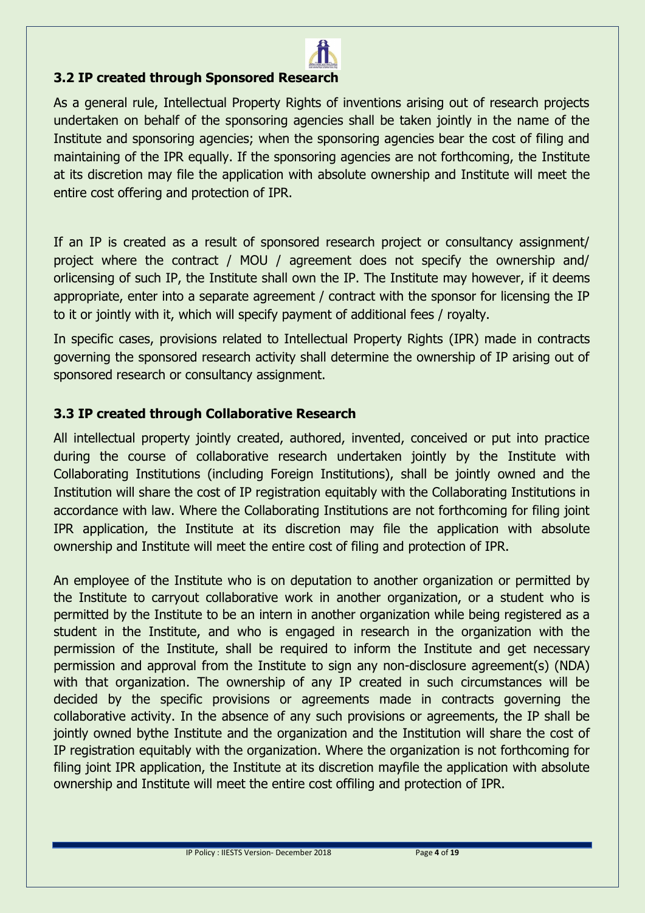### 3.2 IP created through Sponsored Research

As a general rule, Intellectual Property Rights of inventions arising out of research projects undertaken on behalf of the sponsoring agencies shall be taken jointly in the name of the Institute and sponsoring agencies; when the sponsoring agencies bear the cost of filing and maintaining of the IPR equally. If the sponsoring agencies are not forthcoming, the Institute at its discretion may file the application with absolute ownership and Institute will meet the entire cost offering and protection of IPR.

If an IP is created as a result of sponsored research project or consultancy assignment/ project where the contract / MOU / agreement does not specify the ownership and/ orlicensing of such IP, the Institute shall own the IP. The Institute may however, if it deems appropriate, enter into a separate agreement / contract with the sponsor for licensing the IP to it or jointly with it, which will specify payment of additional fees / royalty.

In specific cases, provisions related to Intellectual Property Rights (IPR) made in contracts governing the sponsored research activity shall determine the ownership of IP arising out of sponsored research or consultancy assignment.

### 3.3 IP created through Collaborative Research

All intellectual property jointly created, authored, invented, conceived or put into practice during the course of collaborative research undertaken jointly by the Institute with Collaborating Institutions (including Foreign Institutions), shall be jointly owned and the Institution will share the cost of IP registration equitably with the Collaborating Institutions in accordance with law. Where the Collaborating Institutions are not forthcoming for filing joint IPR application, the Institute at its discretion may file the application with absolute ownership and Institute will meet the entire cost of filing and protection of IPR.

An employee of the Institute who is on deputation to another organization or permitted by the Institute to carryout collaborative work in another organization, or a student who is permitted by the Institute to be an intern in another organization while being registered as a student in the Institute, and who is engaged in research in the organization with the permission of the Institute, shall be required to inform the Institute and get necessary permission and approval from the Institute to sign any non-disclosure agreement(s) (NDA) with that organization. The ownership of any IP created in such circumstances will be decided by the specific provisions or agreements made in contracts governing the collaborative activity. In the absence of any such provisions or agreements, the IP shall be jointly owned bythe Institute and the organization and the Institution will share the cost of IP registration equitably with the organization. Where the organization is not forthcoming for filing joint IPR application, the Institute at its discretion mayfile the application with absolute ownership and Institute will meet the entire cost offiling and protection of IPR.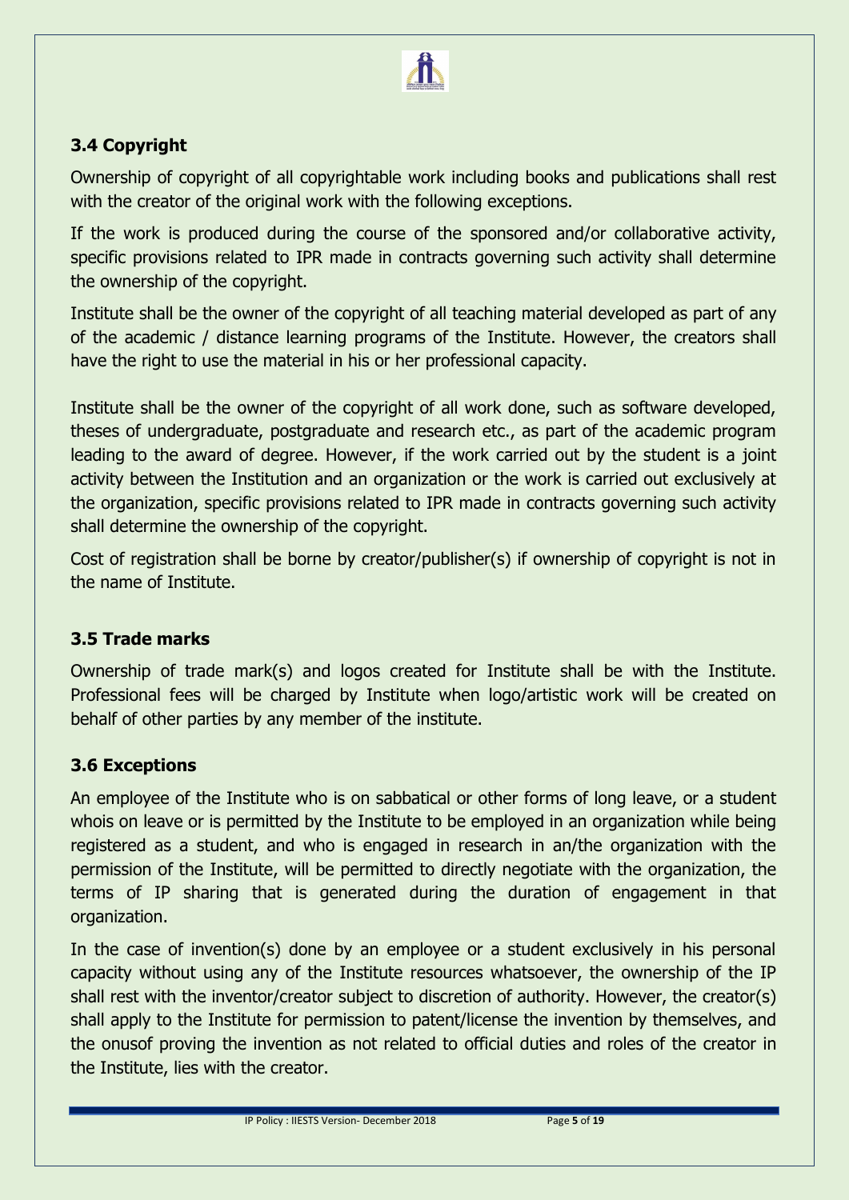### 3.4 Copyright

Ownership of copyright of all copyrightable work including books and publications shall rest with the creator of the original work with the following exceptions.

If the work is produced during the course of the sponsored and/or collaborative activity, specific provisions related to IPR made in contracts governing such activity shall determine the ownership of the copyright.

Institute shall be the owner of the copyright of all teaching material developed as part of any of the academic / distance learning programs of the Institute. However, the creators shall have the right to use the material in his or her professional capacity.

Institute shall be the owner of the copyright of all work done, such as software developed, theses of undergraduate, postgraduate and research etc., as part of the academic program leading to the award of degree. However, if the work carried out by the student is a joint activity between the Institution and an organization or the work is carried out exclusively at the organization, specific provisions related to IPR made in contracts governing such activity shall determine the ownership of the copyright.

Cost of registration shall be borne by creator/publisher(s) if ownership of copyright is not in the name of Institute.

### 3.5 Trade marks

Ownership of trade mark(s) and logos created for Institute shall be with the Institute. Professional fees will be charged by Institute when logo/artistic work will be created on behalf of other parties by any member of the institute.

### 3.6 Exceptions

An employee of the Institute who is on sabbatical or other forms of long leave, or a student whois on leave or is permitted by the Institute to be employed in an organization while being registered as a student, and who is engaged in research in an/the organization with the permission of the Institute, will be permitted to directly negotiate with the organization, the terms of IP sharing that is generated during the duration of engagement in that organization.

In the case of invention(s) done by an employee or a student exclusively in his personal capacity without using any of the Institute resources whatsoever, the ownership of the IP shall rest with the inventor/creator subject to discretion of authority. However, the creator(s) shall apply to the Institute for permission to patent/license the invention by themselves, and the onusof proving the invention as not related to official duties and roles of the creator in the Institute, lies with the creator.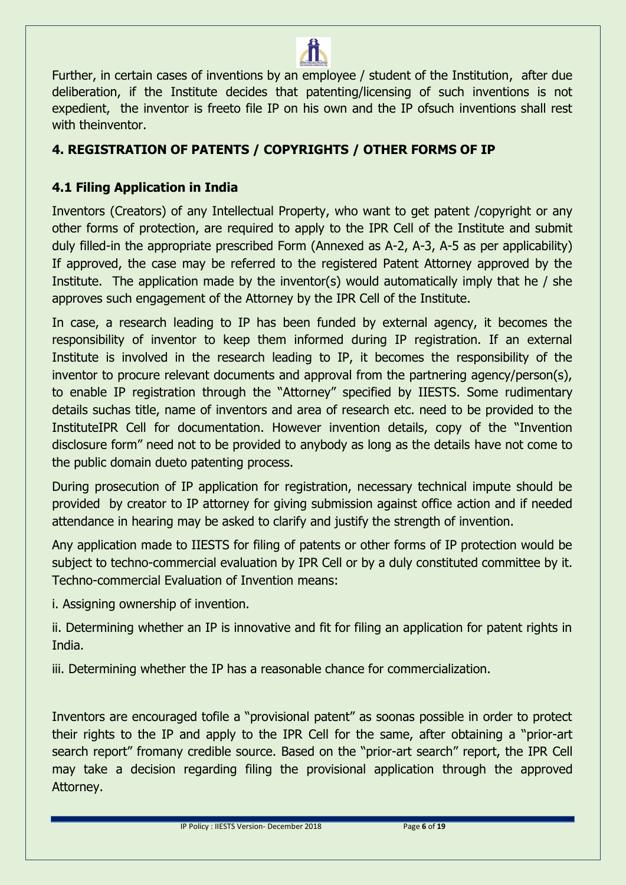Further, in certain cases of inventions by an employee / student of the Institution, after due deliberation, if the Institute decides that patenting/licensing of such inventions is not expedient, the inventor is freeto file IP on his own and the IP ofsuch inventions shall rest with theinventor.

## 4. REGISTRATION OF PATENTS / COPYRIGHTS / OTHER FORMS OF IP

### 4.1 Filing Application in India

Inventors (Creators) of any Intellectual Property, who want to get patent /copyright or any other forms of protection, are required to apply to the IPR Cell of the Institute and submit duly filled-in the appropriate prescribed Form (Annexed as A-2, A-3, A-5 as per applicability) If approved, the case may be referred to the registered Patent Attorney approved by the Institute. The application made by the inventor(s) would automatically imply that he / she approves such engagement of the Attorney by the IPR Cell of the Institute.

In case, a research leading to IP has been funded by external agency, it becomes the responsibility of inventor to keep them informed during IP registration. If an external Institute is involved in the research leading to IP, it becomes the responsibility of the inventor to procure relevant documents and approval from the partnering agency/person(s), to enable IP registration through the "Attorney" specified by IIESTS. Some rudimentary details suchas title, name of inventors and area of research etc. need to be provided to the InstituteIPR Cell for documentation. However invention details, copy of the "Invention disclosure form" need not to be provided to anybody as long as the details have not come to the public domain dueto patenting process.

During prosecution of IP application for registration, necessary technical impute should be provided by creator to IP attorney for giving submission against office action and if needed attendance in hearing may be asked to clarify and justify the strength of invention.

Any application made to IIESTS for filing of patents or other forms of IP protection would be subject to techno-commercial evaluation by IPR Cell or by a duly constituted committee by it. Techno-commercial Evaluation of Invention means:

i. Assigning ownership of invention.

ii. Determining whether an IP is innovative and fit for filing an application for patent rights in India.

iii. Determining whether the IP has a reasonable chance for commercialization.

Inventors are encouraged tofile a "provisional patent" as soonas possible in order to protect their rights to the IP and apply to the IPR Cell for the same, after obtaining a "prior-art search report" fromany credible source. Based on the "prior-art search" report, the IPR Cell may take a decision regarding filing the provisional application through the approved Attorney.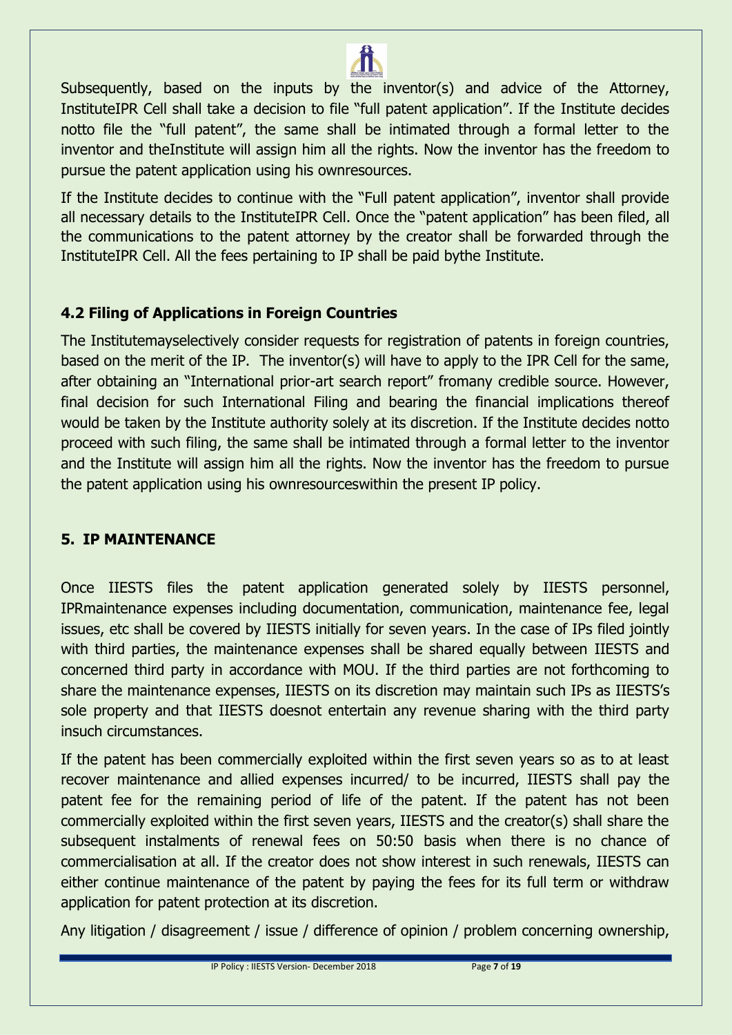Subsequently, based on the inputs by the inventor(s) and advice of the Attorney, InstituteIPR Cell shall take a decision to file "full patent application". If the Institute decides notto file the "full patent", the same shall be intimated through a formal letter to the inventor and theInstitute will assign him all the rights. Now the inventor has the freedom to pursue the patent application using his ownresources.

If the Institute decides to continue with the "Full patent application", inventor shall provide all necessary details to the InstituteIPR Cell. Once the "patent application" has been filed, all the communications to the patent attorney by the creator shall be forwarded through the InstituteIPR Cell. All the fees pertaining to IP shall be paid bythe Institute.

### 4.2 Filing of Applications in Foreign Countries

The Institutemayselectively consider requests for registration of patents in foreign countries, based on the merit of the IP. The inventor(s) will have to apply to the IPR Cell for the same, after obtaining an "International prior-art search report" fromany credible source. However, final decision for such International Filing and bearing the financial implications thereof would be taken by the Institute authority solely at its discretion. If the Institute decides notto proceed with such filing, the same shall be intimated through a formal letter to the inventor and the Institute will assign him all the rights. Now the inventor has the freedom to pursue the patent application using his ownresourceswithin the present IP policy.

## 5. IP MAINTENANCE

Once IIESTS files the patent application generated solely by IIESTS personnel, IPRmaintenance expenses including documentation, communication, maintenance fee, legal issues, etc shall be covered by IIESTS initially for seven years. In the case of IPs filed jointly with third parties, the maintenance expenses shall be shared equally between IIESTS and concerned third party in accordance with MOU. If the third parties are not forthcoming to share the maintenance expenses, IIESTS on its discretion may maintain such IPs as IIESTS's sole property and that IIESTS doesnot entertain any revenue sharing with the third party insuch circumstances.

If the patent has been commercially exploited within the first seven years so as to at least recover maintenance and allied expenses incurred/ to be incurred, IIESTS shall pay the patent fee for the remaining period of life of the patent. If the patent has not been commercially exploited within the first seven years, IIESTS and the creator(s) shall share the subsequent instalments of renewal fees on 50:50 basis when there is no chance of commercialisation at all. If the creator does not show interest in such renewals, IIESTS can either continue maintenance of the patent by paying the fees for its full term or withdraw application for patent protection at its discretion.

Any litigation / disagreement / issue / difference of opinion / problem concerning ownership,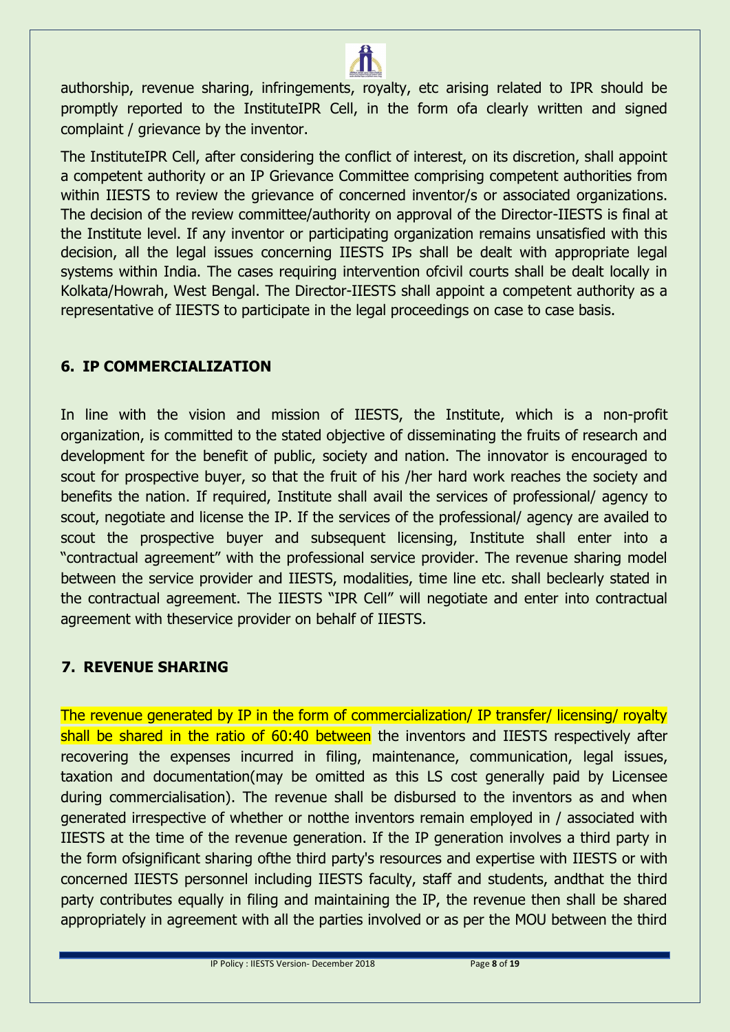authorship, revenue sharing, infringements, royalty, etc arising related to IPR should be promptly reported to the InstituteIPR Cell, in the form ofa clearly written and signed complaint / grievance by the inventor.

The InstituteIPR Cell, after considering the conflict of interest, on its discretion, shall appoint a competent authority or an IP Grievance Committee comprising competent authorities from within IIESTS to review the grievance of concerned inventor/s or associated organizations. The decision of the review committee/authority on approval of the Director-IIESTS is final at the Institute level. If any inventor or participating organization remains unsatisfied with this decision, all the legal issues concerning IIESTS IPs shall be dealt with appropriate legal systems within India. The cases requiring intervention ofcivil courts shall be dealt locally in Kolkata/Howrah, West Bengal. The Director-IIESTS shall appoint a competent authority as a representative of IIESTS to participate in the legal proceedings on case to case basis.

## 6. IP COMMERCIALIZATION

In line with the vision and mission of IIESTS, the Institute, which is a non-profit organization, is committed to the stated objective of disseminating the fruits of research and development for the benefit of public, society and nation. The innovator is encouraged to scout for prospective buyer, so that the fruit of his /her hard work reaches the society and benefits the nation. If required, Institute shall avail the services of professional/ agency to scout, negotiate and license the IP. If the services of the professional/ agency are availed to scout the prospective buyer and subsequent licensing, Institute shall enter into a "contractual agreement" with the professional service provider. The revenue sharing model between the service provider and IIESTS, modalities, time line etc. shall beclearly stated in the contractual agreement. The IIESTS "IPR Cell" will negotiate and enter into contractual agreement with theservice provider on behalf of IIESTS.

## 7. REVENUE SHARING

The revenue generated by IP in the form of commercialization/ IP transfer/ licensing/ royalty shall be shared in the ratio of 60:40 between the inventors and IIESTS respectively after recovering the expenses incurred in filing, maintenance, communication, legal issues, taxation and documentation(may be omitted as this LS cost generally paid by Licensee during commercialisation). The revenue shall be disbursed to the inventors as and when generated irrespective of whether or notthe inventors remain employed in / associated with IIESTS at the time of the revenue generation. If the IP generation involves a third party in the form ofsignificant sharing ofthe third party's resources and expertise with IIESTS or with concerned IIESTS personnel including IIESTS faculty, staff and students, andthat the third party contributes equally in filing and maintaining the IP, the revenue then shall be shared appropriately in agreement with all the parties involved or as per the MOU between the third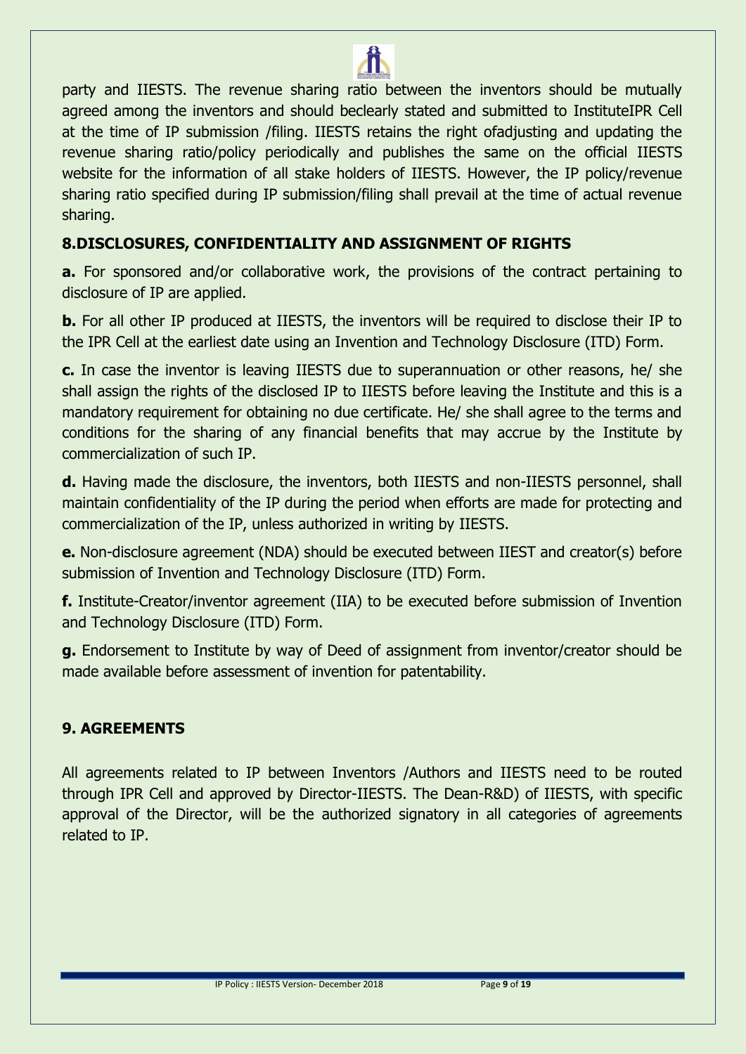party and IIESTS. The revenue sharing ratio between the inventors should be mutually agreed among the inventors and should beclearly stated and submitted to InstituteIPR Cell at the time of IP submission /filing. IIESTS retains the right ofadjusting and updating the revenue sharing ratio/policy periodically and publishes the same on the official IIESTS website for the information of all stake holders of IIESTS. However, the IP policy/revenue sharing ratio specified during IP submission/filing shall prevail at the time of actual revenue sharing.

## 8.DISCLOSURES, CONFIDENTIALITY AND ASSIGNMENT OF RIGHTS

**a.** For sponsored and/or collaborative work, the provisions of the contract pertaining to disclosure of IP are applied.

**b.** For all other IP produced at IIESTS, the inventors will be required to disclose their IP to the IPR Cell at the earliest date using an Invention and Technology Disclosure (ITD) Form.

**c.** In case the inventor is leaving IIESTS due to superannuation or other reasons, he/ she shall assign the rights of the disclosed IP to IIESTS before leaving the Institute and this is a mandatory requirement for obtaining no due certificate. He/ she shall agree to the terms and conditions for the sharing of any financial benefits that may accrue by the Institute by commercialization of such IP.

**d.** Having made the disclosure, the inventors, both IIESTS and non-IIESTS personnel, shall maintain confidentiality of the IP during the period when efforts are made for protecting and commercialization of the IP, unless authorized in writing by IIESTS.

**e.** Non-disclosure agreement (NDA) should be executed between IIEST and creator(s) before submission of Invention and Technology Disclosure (ITD) Form.

**f.** Institute-Creator/inventor agreement (IIA) to be executed before submission of Invention and Technology Disclosure (ITD) Form.

**g.** Endorsement to Institute by way of Deed of assignment from inventor/creator should be made available before assessment of invention for patentability.

## 9. AGREEMENTS

All agreements related to IP between Inventors /Authors and IIESTS need to be routed through IPR Cell and approved by Director-IIESTS. The Dean-R&D) of IIESTS, with specific approval of the Director, will be the authorized signatory in all categories of agreements related to IP.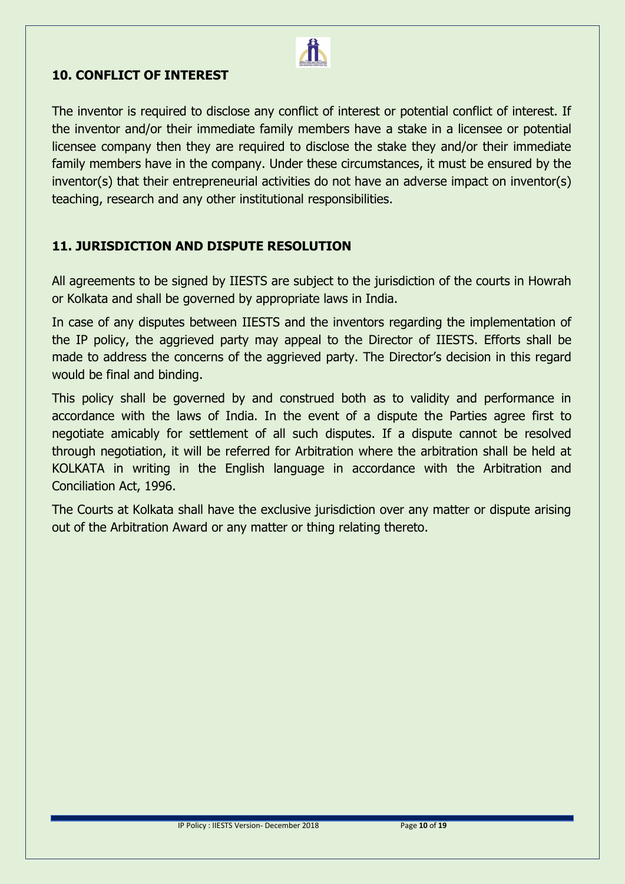## 10. CONFLICT OF INTEREST

The inventor is required to disclose any conflict of interest or potential conflict of interest. If the inventor and/or their immediate family members have a stake in a licensee or potential licensee company then they are required to disclose the stake they and/or their immediate family members have in the company. Under these circumstances, it must be ensured by the inventor(s) that their entrepreneurial activities do not have an adverse impact on inventor(s) teaching, research and any other institutional responsibilities.

## 11. JURISDICTION AND DISPUTE RESOLUTION

All agreements to be signed by IIESTS are subject to the jurisdiction of the courts in Howrah or Kolkata and shall be governed by appropriate laws in India.

In case of any disputes between IIESTS and the inventors regarding the implementation of the IP policy, the aggrieved party may appeal to the Director of IIESTS. Efforts shall be made to address the concerns of the aggrieved party. The Director's decision in this regard would be final and binding.

This policy shall be governed by and construed both as to validity and performance in accordance with the laws of India. In the event of a dispute the Parties agree first to negotiate amicably for settlement of all such disputes. If a dispute cannot be resolved through negotiation, it will be referred for Arbitration where the arbitration shall be held at KOLKATA in writing in the English language in accordance with the Arbitration and Conciliation Act, 1996.

The Courts at Kolkata shall have the exclusive jurisdiction over any matter or dispute arising out of the Arbitration Award or any matter or thing relating thereto.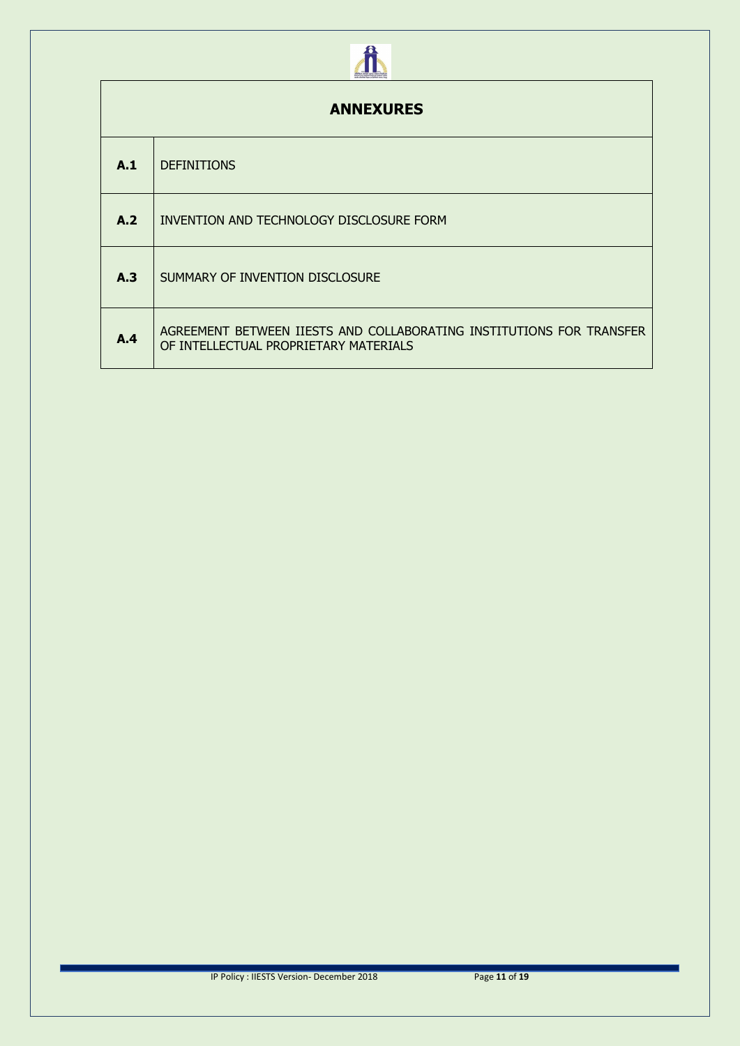| ANNEXURES | |
|---|---|
| **A.1** | DEFINITIONS |
| **A.2** | INVENTION AND TECHNOLOGY DISCLOSURE FORM |
| **A.3** | SUMMARY OF INVENTION DISCLOSURE |
| **A.4** | AGREEMENT BETWEEN IIESTS AND COLLABORATING INSTITUTIONS FOR TRANSFER OF INTELLECTUAL PROPRIETARY MATERIALS |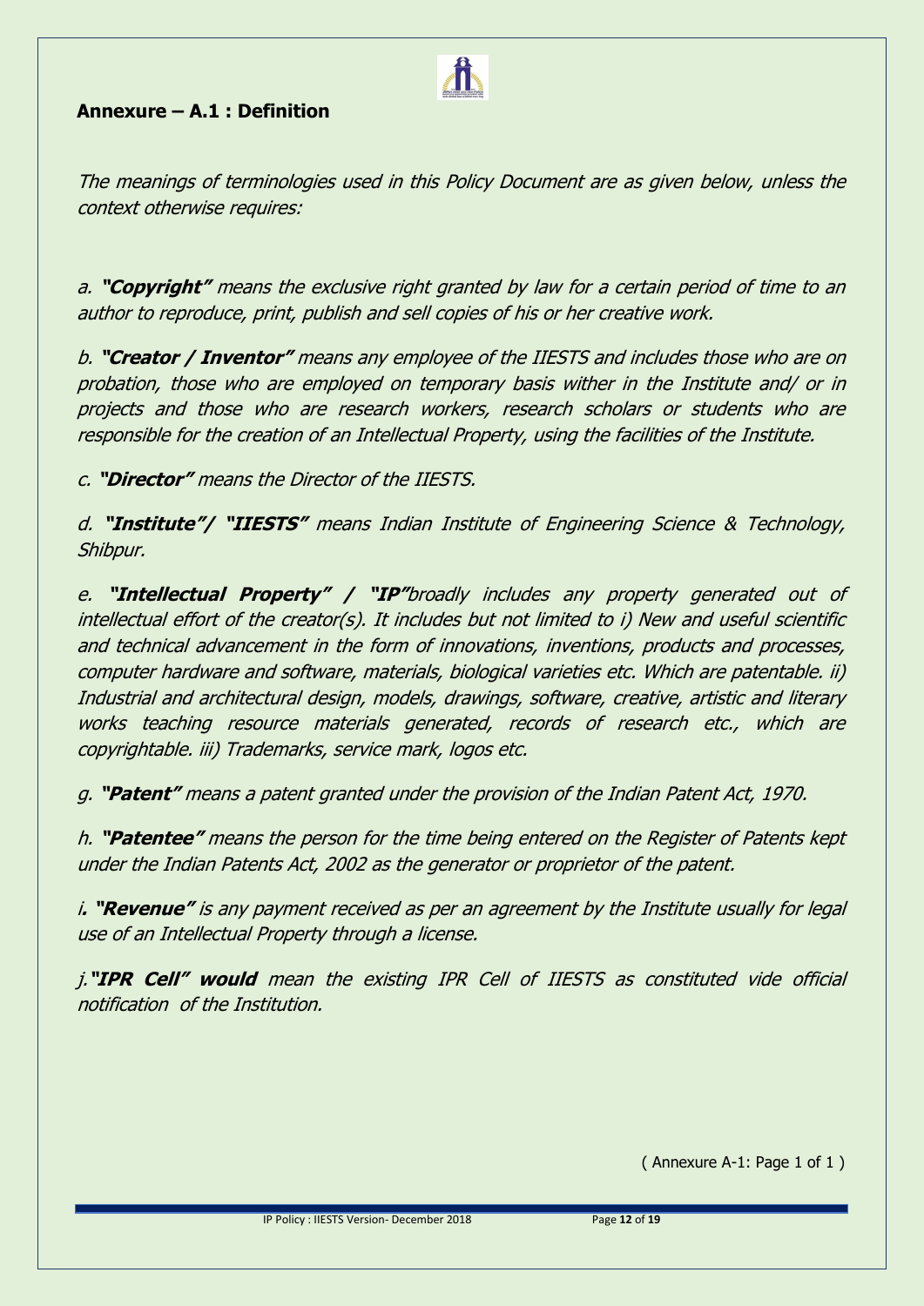## Annexure – A.1 : Definition

*The meanings of terminologies used in this Policy Document are as given below, unless the context otherwise requires:*

*a. **"Copyright"** means the exclusive right granted by law for a certain period of time to an author to reproduce, print, publish and sell copies of his or her creative work.*

*b. **"Creator / Inventor"** means any employee of the IIESTS and includes those who are on probation, those who are employed on temporary basis wither in the Institute and/ or in projects and those who are research workers, research scholars or students who are responsible for the creation of an Intellectual Property, using the facilities of the Institute.*

*c. **"Director"** means the Director of the IIESTS.*

*d. **"Institute"/ "IIESTS"** means Indian Institute of Engineering Science & Technology, Shibpur.*

*e. **"Intellectual Property" / "IP"**broadly includes any property generated out of intellectual effort of the creator(s). It includes but not limited to i) New and useful scientific and technical advancement in the form of innovations, inventions, products and processes, computer hardware and software, materials, biological varieties etc. Which are patentable. ii) Industrial and architectural design, models, drawings, software, creative, artistic and literary works teaching resource materials generated, records of research etc., which are copyrightable. iii) Trademarks, service mark, logos etc.*

*g. **"Patent"** means a patent granted under the provision of the Indian Patent Act, 1970.*

*h. **"Patentee"** means the person for the time being entered on the Register of Patents kept under the Indian Patents Act, 2002 as the generator or proprietor of the patent.*

*i. **"Revenue"** is any payment received as per an agreement by the Institute usually for legal use of an Intellectual Property through a license.*

*j.**"IPR Cell" would** mean the existing IPR Cell of IIESTS as constituted vide official notification of the Institution.*

( Annexure A-1: Page 1 of 1 )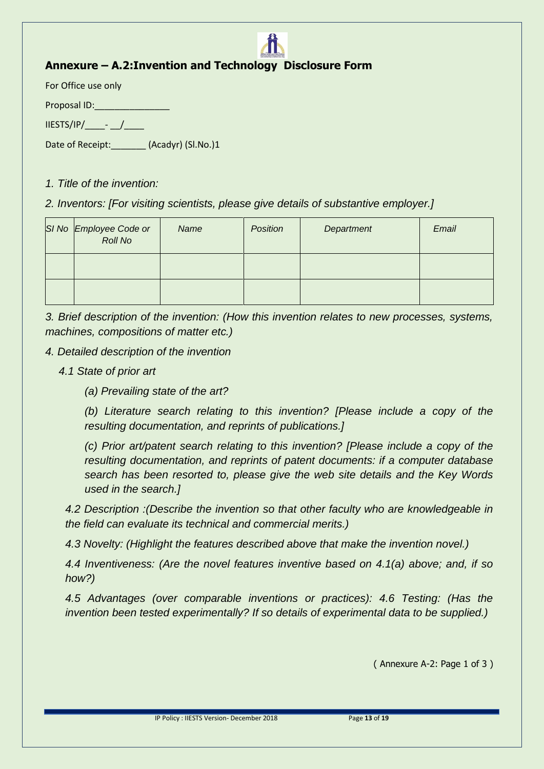## Annexure – A.2:Invention and Technology Disclosure Form

For Office use only

Proposal ID:_______________

IIESTS/IP/____- __/____

Date of Receipt:_______ (Acadyr) (Sl.No.)1

*1. Title of the invention:*

*2. Inventors: [For visiting scientists, please give details of substantive employer.]*

| *Sl No* | *Employee Code or Roll No* | *Name* | *Position* | *Department* | *Email* |
|---|---|---|---|---|---|
| | | | | | |
| | | | | | |

*3. Brief description of the invention: (How this invention relates to new processes, systems, machines, compositions of matter etc.)*

*4. Detailed description of the invention*

*4.1 State of prior art*

*(a) Prevailing state of the art?*

*(b) Literature search relating to this invention? [Please include a copy of the resulting documentation, and reprints of publications.]*

*(c) Prior art/patent search relating to this invention? [Please include a copy of the resulting documentation, and reprints of patent documents: if a computer database search has been resorted to, please give the web site details and the Key Words used in the search.]*

*4.2 Description :(Describe the invention so that other faculty who are knowledgeable in the field can evaluate its technical and commercial merits.)*

*4.3 Novelty: (Highlight the features described above that make the invention novel.)*

*4.4 Inventiveness: (Are the novel features inventive based on 4.1(a) above; and, if so how?)*

*4.5 Advantages (over comparable inventions or practices): 4.6 Testing: (Has the invention been tested experimentally? If so details of experimental data to be supplied.)*

( Annexure A-2: Page 1 of 3 )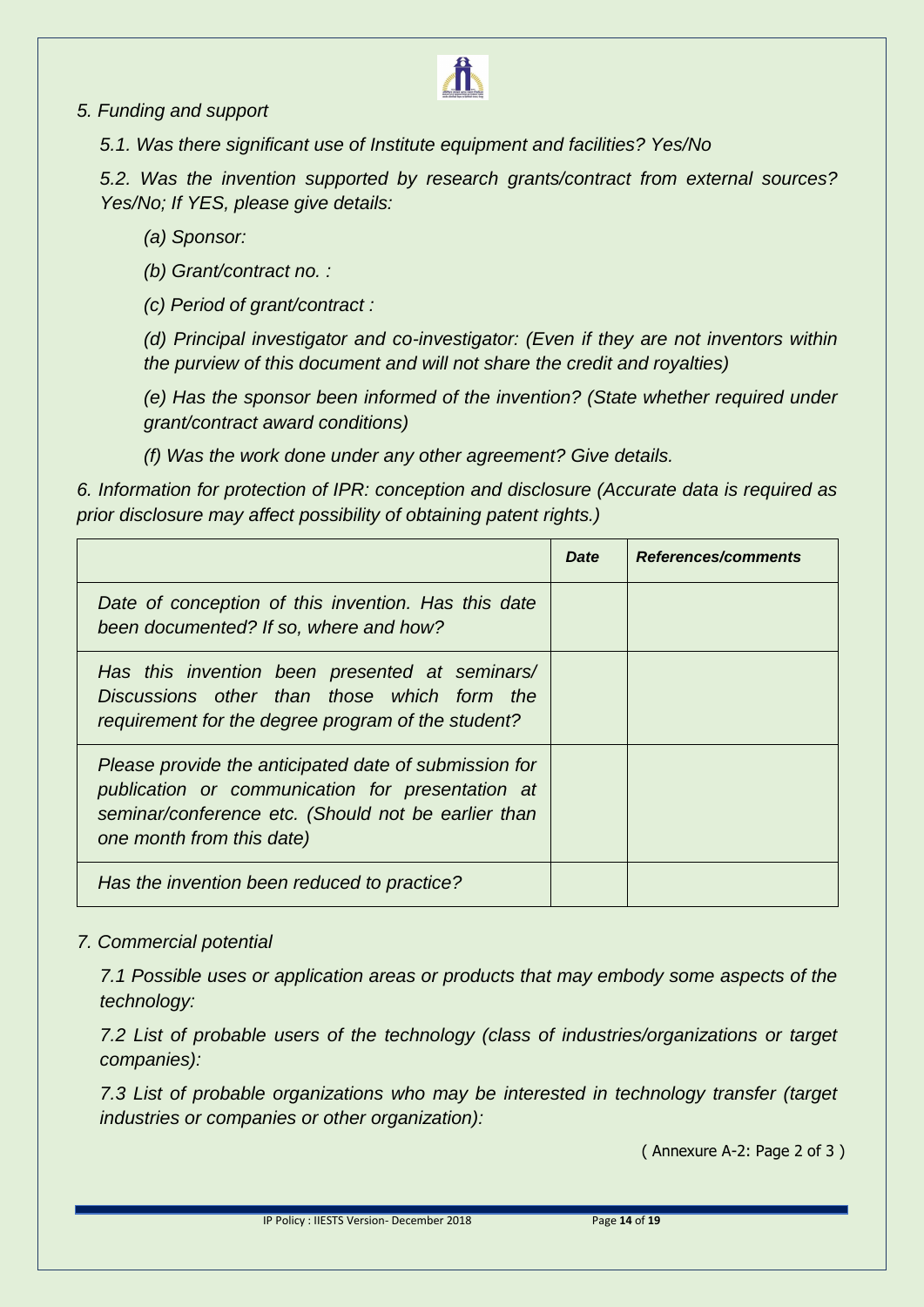*5. Funding and support*

*5.1. Was there significant use of Institute equipment and facilities? Yes/No*

*5.2. Was the invention supported by research grants/contract from external sources? Yes/No; If YES, please give details:*

*(a) Sponsor:*

*(b) Grant/contract no. :*

*(c) Period of grant/contract :*

*(d) Principal investigator and co-investigator: (Even if they are not inventors within the purview of this document and will not share the credit and royalties)*

*(e) Has the sponsor been informed of the invention? (State whether required under grant/contract award conditions)*

*(f) Was the work done under any other agreement? Give details.*

*6. Information for protection of IPR: conception and disclosure (Accurate data is required as prior disclosure may affect possibility of obtaining patent rights.)*

| | ***Date*** | ***References/comments*** |
|---|---|---|
| *Date of conception of this invention. Has this date been documented? If so, where and how?* | | |
| *Has this invention been presented at seminars/ Discussions other than those which form the requirement for the degree program of the student?* | | |
| *Please provide the anticipated date of submission for publication or communication for presentation at seminar/conference etc. (Should not be earlier than one month from this date)* | | |
| *Has the invention been reduced to practice?* | | |

*7. Commercial potential*

*7.1 Possible uses or application areas or products that may embody some aspects of the technology:*

*7.2 List of probable users of the technology (class of industries/organizations or target companies):*

*7.3 List of probable organizations who may be interested in technology transfer (target industries or companies or other organization):*

( Annexure A-2: Page 2 of 3 )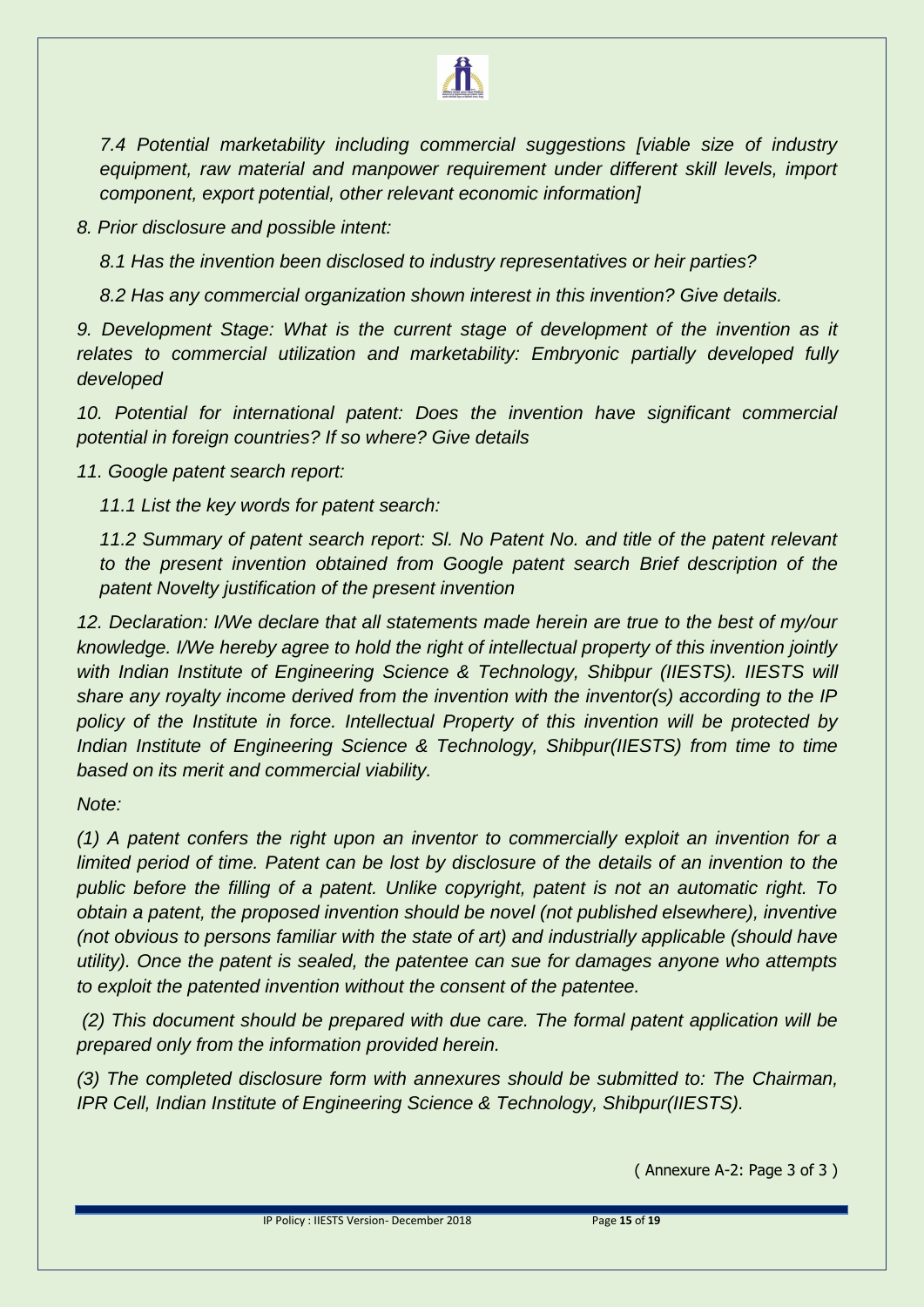*7.4 Potential marketability including commercial suggestions [viable size of industry equipment, raw material and manpower requirement under different skill levels, import component, export potential, other relevant economic information]*

*8. Prior disclosure and possible intent:*

*8.1 Has the invention been disclosed to industry representatives or heir parties?*

*8.2 Has any commercial organization shown interest in this invention? Give details.*

*9. Development Stage: What is the current stage of development of the invention as it relates to commercial utilization and marketability: Embryonic partially developed fully developed*

*10. Potential for international patent: Does the invention have significant commercial potential in foreign countries? If so where? Give details*

*11. Google patent search report:*

*11.1 List the key words for patent search:*

*11.2 Summary of patent search report: Sl. No Patent No. and title of the patent relevant to the present invention obtained from Google patent search Brief description of the patent Novelty justification of the present invention*

*12. Declaration: I/We declare that all statements made herein are true to the best of my/our knowledge. I/We hereby agree to hold the right of intellectual property of this invention jointly with Indian Institute of Engineering Science & Technology, Shibpur (IIESTS). IIESTS will share any royalty income derived from the invention with the inventor(s) according to the IP policy of the Institute in force. Intellectual Property of this invention will be protected by Indian Institute of Engineering Science & Technology, Shibpur(IIESTS) from time to time based on its merit and commercial viability.*

*Note:*

*(1) A patent confers the right upon an inventor to commercially exploit an invention for a limited period of time. Patent can be lost by disclosure of the details of an invention to the public before the filling of a patent. Unlike copyright, patent is not an automatic right. To obtain a patent, the proposed invention should be novel (not published elsewhere), inventive (not obvious to persons familiar with the state of art) and industrially applicable (should have utility). Once the patent is sealed, the patentee can sue for damages anyone who attempts to exploit the patented invention without the consent of the patentee.*

*(2) This document should be prepared with due care. The formal patent application will be prepared only from the information provided herein.*

*(3) The completed disclosure form with annexures should be submitted to: The Chairman, IPR Cell, Indian Institute of Engineering Science & Technology, Shibpur(IIESTS).*

( Annexure A-2: Page 3 of 3 )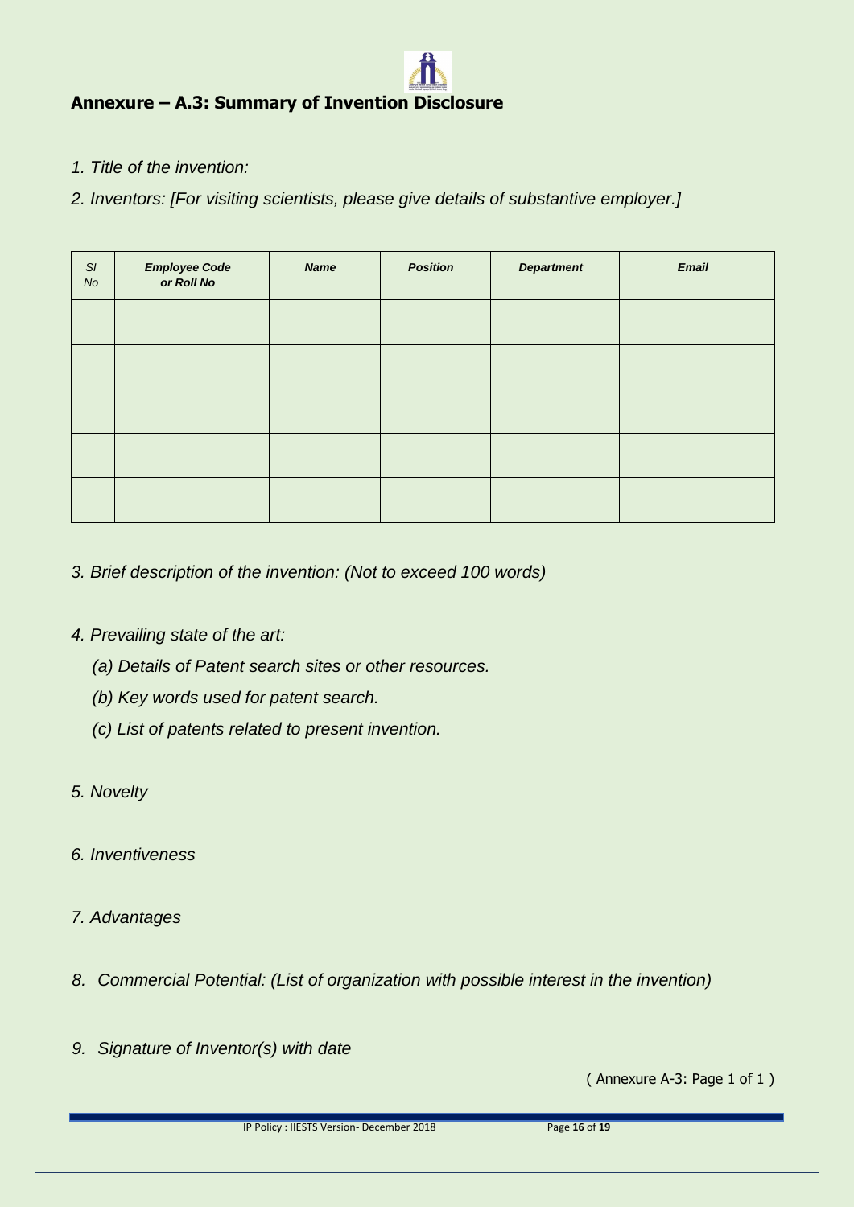## Annexure – A.3: Summary of Invention Disclosure

*1. Title of the invention:*

*2. Inventors: [For visiting scientists, please give details of substantive employer.]*

| *Sl No* | ***Employee Code or Roll No*** | ***Name*** | ***Position*** | ***Department*** | ***Email*** |
|---|---|---|---|---|---|
| | | | | | |
| | | | | | |
| | | | | | |
| | | | | | |
| | | | | | |

*3. Brief description of the invention: (Not to exceed 100 words)*

*4. Prevailing state of the art:*

*(a) Details of Patent search sites or other resources.*

*(b) Key words used for patent search.*

*(c) List of patents related to present invention.*

*5. Novelty*

*6. Inventiveness*

*7. Advantages*

*8. Commercial Potential: (List of organization with possible interest in the invention)*

*9. Signature of Inventor(s) with date*

( Annexure A-3: Page 1 of 1 )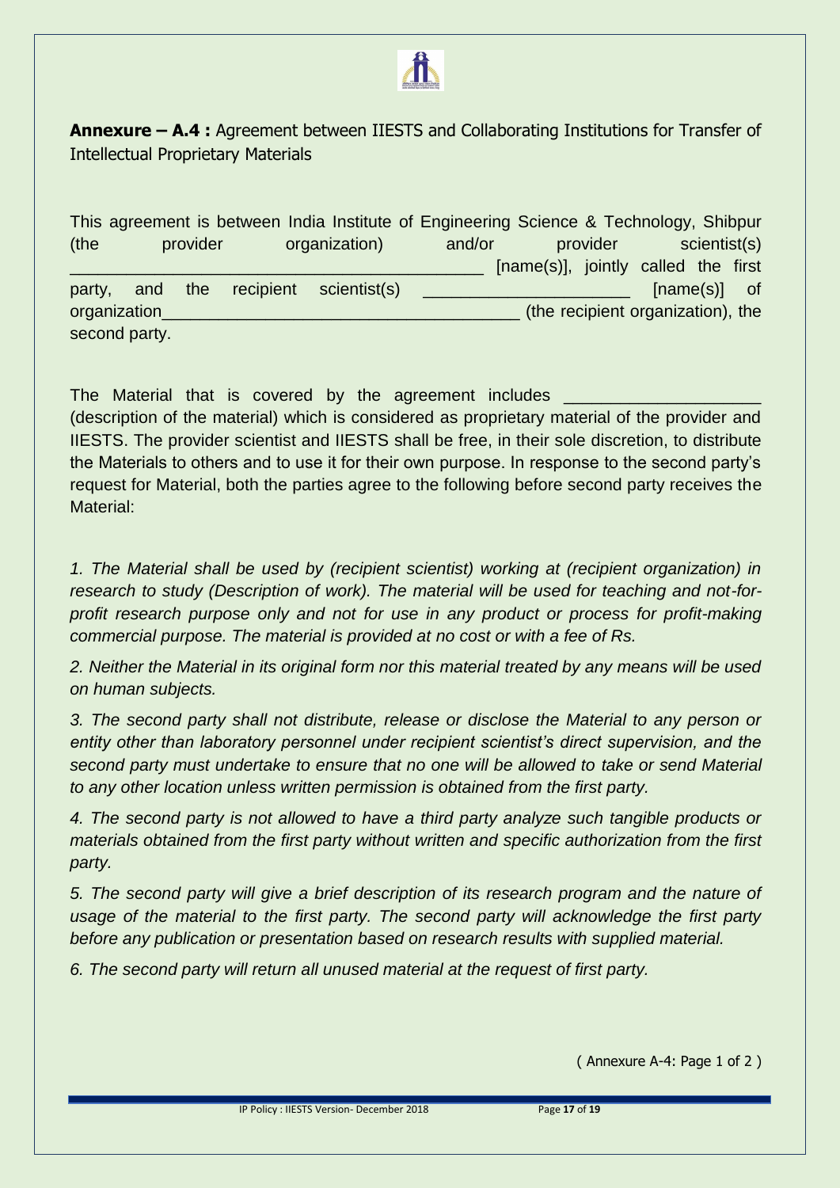**Annexure – A.4 :** Agreement between IIESTS and Collaborating Institutions for Transfer of Intellectual Proprietary Materials

This agreement is between India Institute of Engineering Science & Technology, Shibpur (the provider organization) and/or provider scientist(s) ___________________________________________ [name(s)], jointly called the first party, and the recipient scientist(s) ______________________ [name(s)] of organization_____________________________________ (the recipient organization), the second party.

The Material that is covered by the agreement includes ____________________ (description of the material) which is considered as proprietary material of the provider and IIESTS. The provider scientist and IIESTS shall be free, in their sole discretion, to distribute the Materials to others and to use it for their own purpose. In response to the second party's request for Material, both the parties agree to the following before second party receives the Material:

*1. The Material shall be used by (recipient scientist) working at (recipient organization) in research to study (Description of work). The material will be used for teaching and not-for-profit research purpose only and not for use in any product or process for profit-making commercial purpose. The material is provided at no cost or with a fee of Rs.*

*2. Neither the Material in its original form nor this material treated by any means will be used on human subjects.*

*3. The second party shall not distribute, release or disclose the Material to any person or entity other than laboratory personnel under recipient scientist's direct supervision, and the second party must undertake to ensure that no one will be allowed to take or send Material to any other location unless written permission is obtained from the first party.*

*4. The second party is not allowed to have a third party analyze such tangible products or materials obtained from the first party without written and specific authorization from the first party.*

*5. The second party will give a brief description of its research program and the nature of usage of the material to the first party. The second party will acknowledge the first party before any publication or presentation based on research results with supplied material.*

*6. The second party will return all unused material at the request of first party.*

( Annexure A-4: Page 1 of 2 )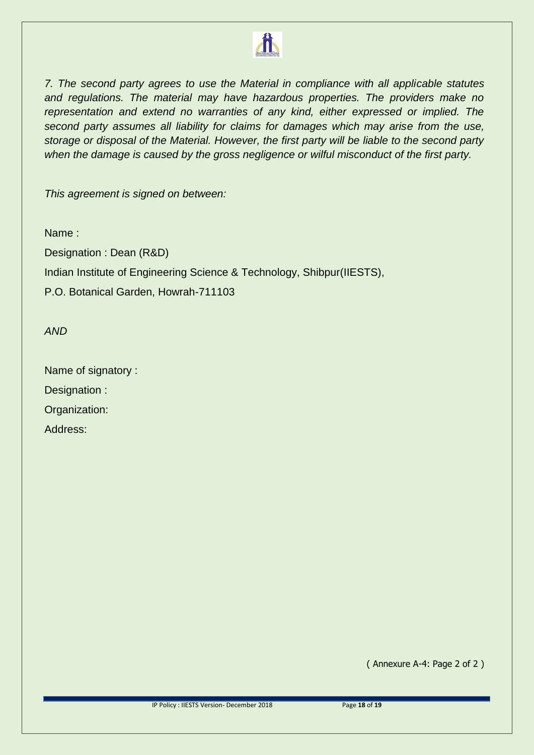*7. The second party agrees to use the Material in compliance with all applicable statutes and regulations. The material may have hazardous properties. The providers make no representation and extend no warranties of any kind, either expressed or implied. The second party assumes all liability for claims for damages which may arise from the use, storage or disposal of the Material. However, the first party will be liable to the second party when the damage is caused by the gross negligence or wilful misconduct of the first party.*

*This agreement is signed on between:*

Name :

Designation : Dean (R&D)

Indian Institute of Engineering Science & Technology, Shibpur(IIESTS),

P.O. Botanical Garden, Howrah-711103

*AND*

Name of signatory :

Designation :

Organization:

Address:

( Annexure A-4: Page 2 of 2 )